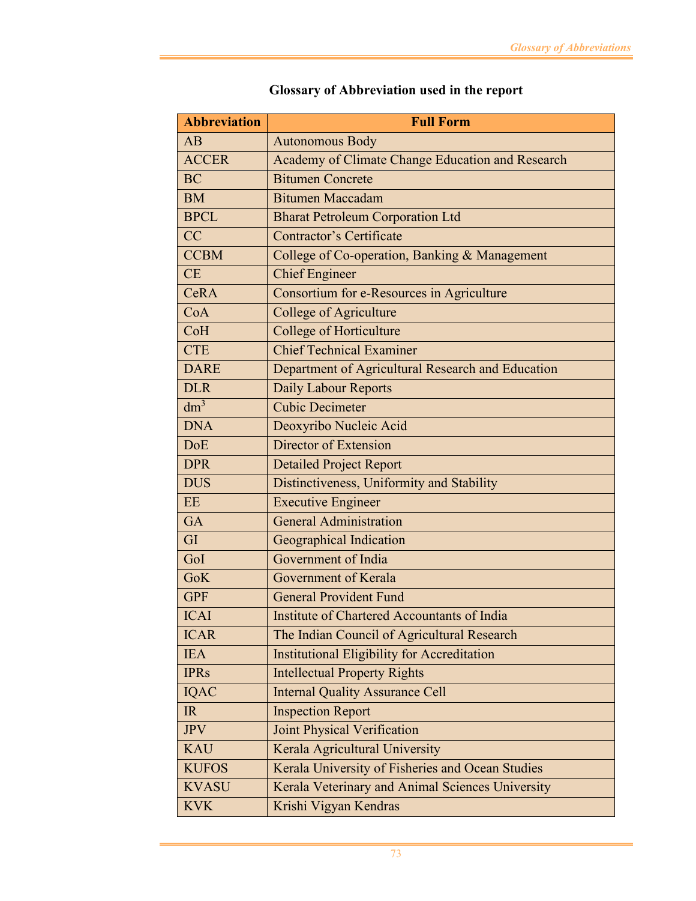## Glossary of Abbreviation used in the report

| Abbreviation | Full Form |
|---|---|
| AB | Autonomous Body |
| ACCER | Academy of Climate Change Education and Research |
| BC | Bitumen Concrete |
| BM | Bitumen Maccadam |
| BPCL | Bharat Petroleum Corporation Ltd |
| CC | Contractor's Certificate |
| CCBM | College of Co-operation, Banking & Management |
| CE | Chief Engineer |
| CeRA | Consortium for e-Resources in Agriculture |
| CoA | College of Agriculture |
| CoH | College of Horticulture |
| CTE | Chief Technical Examiner |
| DARE | Department of Agricultural Research and Education |
| DLR | Daily Labour Reports |
| $dm^3$ | Cubic Decimeter |
| DNA | Deoxyribo Nucleic Acid |
| DoE | Director of Extension |
| DPR | Detailed Project Report |
| DUS | Distinctiveness, Uniformity and Stability |
| EE | Executive Engineer |
| GA | General Administration |
| GI | Geographical Indication |
| GoI | Government of India |
| GoK | Government of Kerala |
| GPF | General Provident Fund |
| ICAI | Institute of Chartered Accountants of India |
| ICAR | The Indian Council of Agricultural Research |
| IEA | Institutional Eligibility for Accreditation |
| IPRs | Intellectual Property Rights |
| IQAC | Internal Quality Assurance Cell |
| IR | Inspection Report |
| JPV | Joint Physical Verification |
| KAU | Kerala Agricultural University |
| KUFOS | Kerala University of Fisheries and Ocean Studies |
| KVASU | Kerala Veterinary and Animal Sciences University |
| KVK | Krishi Vigyan Kendras |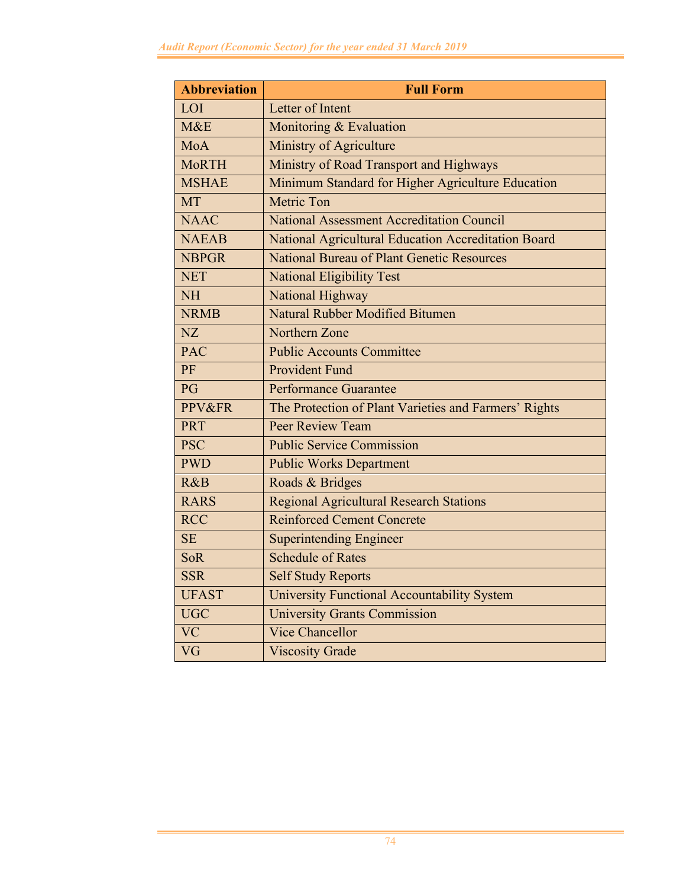| Abbreviation | Full Form |
|---|---|
| LOI | Letter of Intent |
| M&E | Monitoring & Evaluation |
| MoA | Ministry of Agriculture |
| MoRTH | Ministry of Road Transport and Highways |
| MSHAE | Minimum Standard for Higher Agriculture Education |
| MT | Metric Ton |
| NAAC | National Assessment Accreditation Council |
| NAEAB | National Agricultural Education Accreditation Board |
| NBPGR | National Bureau of Plant Genetic Resources |
| NET | National Eligibility Test |
| NH | National Highway |
| NRMB | Natural Rubber Modified Bitumen |
| NZ | Northern Zone |
| PAC | Public Accounts Committee |
| PF | Provident Fund |
| PG | Performance Guarantee |
| PPV&FR | The Protection of Plant Varieties and Farmers' Rights |
| PRT | Peer Review Team |
| PSC | Public Service Commission |
| PWD | Public Works Department |
| R&B | Roads & Bridges |
| RARS | Regional Agricultural Research Stations |
| RCC | Reinforced Cement Concrete |
| SE | Superintending Engineer |
| SoR | Schedule of Rates |
| SSR | Self Study Reports |
| UFAST | University Functional Accountability System |
| UGC | University Grants Commission |
| VC | Vice Chancellor |
| VG | Viscosity Grade |